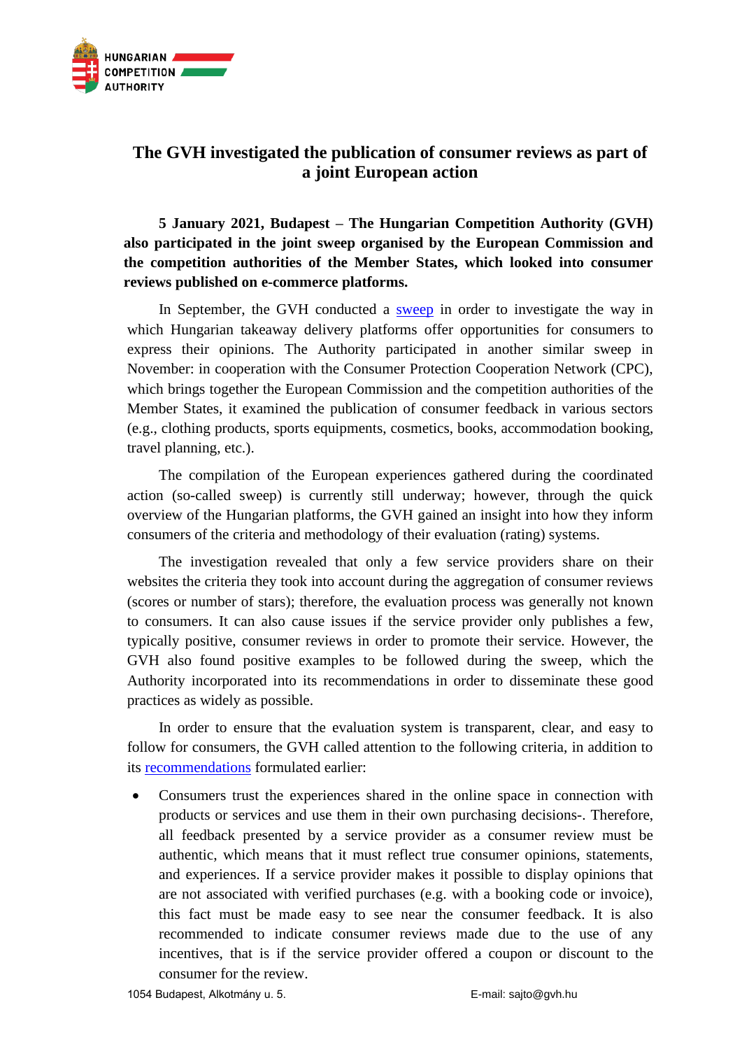HUNGARIAN COMPETITION AUTHORITY

# The GVH investigated the publication of consumer reviews as part of a joint European action

**5 January 2021, Budapest – The Hungarian Competition Authority (GVH) also participated in the joint sweep organised by the European Commission and the competition authorities of the Member States, which looked into consumer reviews published on e-commerce platforms.**

In September, the GVH conducted a sweep in order to investigate the way in which Hungarian takeaway delivery platforms offer opportunities for consumers to express their opinions. The Authority participated in another similar sweep in November: in cooperation with the Consumer Protection Cooperation Network (CPC), which brings together the European Commission and the competition authorities of the Member States, it examined the publication of consumer feedback in various sectors (e.g., clothing products, sports equipments, cosmetics, books, accommodation booking, travel planning, etc.).

The compilation of the European experiences gathered during the coordinated action (so-called sweep) is currently still underway; however, through the quick overview of the Hungarian platforms, the GVH gained an insight into how they inform consumers of the criteria and methodology of their evaluation (rating) systems.

The investigation revealed that only a few service providers share on their websites the criteria they took into account during the aggregation of consumer reviews (scores or number of stars); therefore, the evaluation process was generally not known to consumers. It can also cause issues if the service provider only publishes a few, typically positive, consumer reviews in order to promote their service. However, the GVH also found positive examples to be followed during the sweep, which the Authority incorporated into its recommendations in order to disseminate these good practices as widely as possible.

In order to ensure that the evaluation system is transparent, clear, and easy to follow for consumers, the GVH called attention to the following criteria, in addition to its recommendations formulated earlier:

- Consumers trust the experiences shared in the online space in connection with products or services and use them in their own purchasing decisions-. Therefore, all feedback presented by a service provider as a consumer review must be authentic, which means that it must reflect true consumer opinions, statements, and experiences. If a service provider makes it possible to display opinions that are not associated with verified purchases (e.g. with a booking code or invoice), this fact must be made easy to see near the consumer feedback. It is also recommended to indicate consumer reviews made due to the use of any incentives, that is if the service provider offered a coupon or discount to the consumer for the review.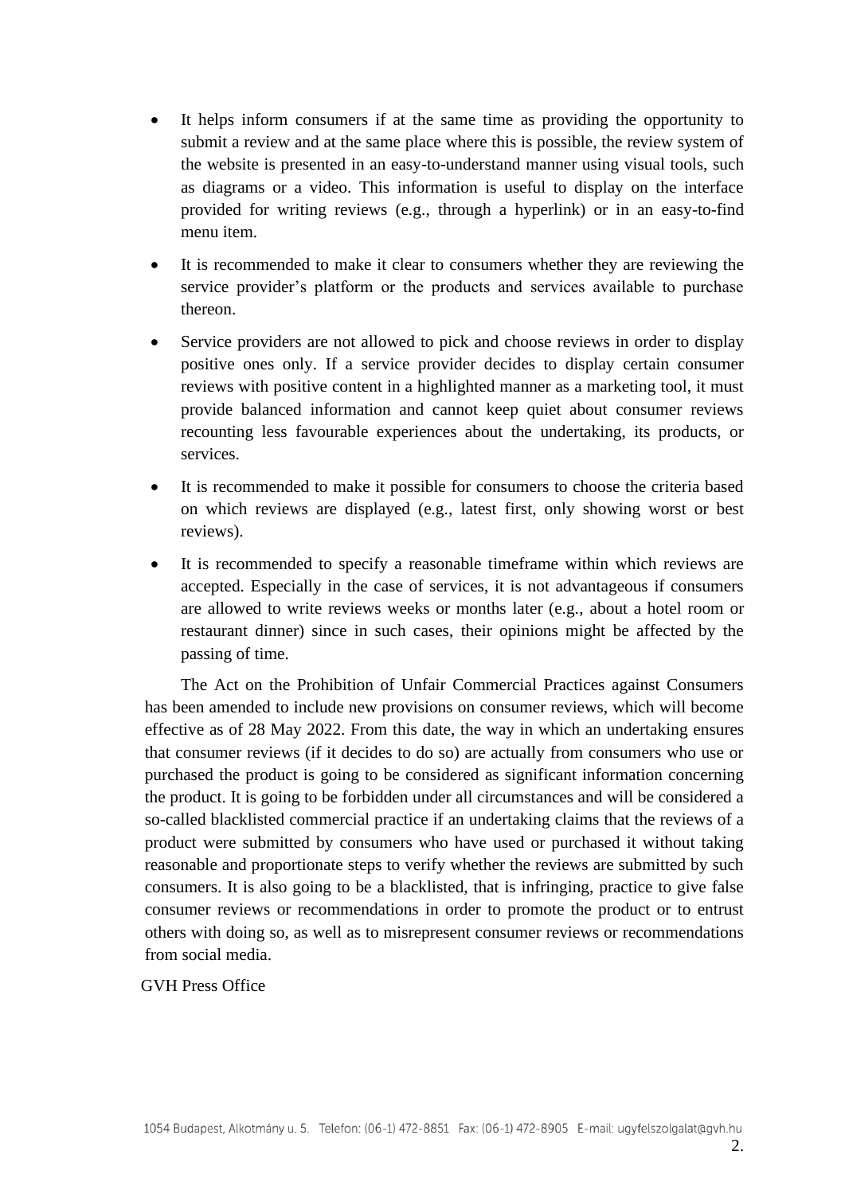- It helps inform consumers if at the same time as providing the opportunity to submit a review and at the same place where this is possible, the review system of the website is presented in an easy-to-understand manner using visual tools, such as diagrams or a video. This information is useful to display on the interface provided for writing reviews (e.g., through a hyperlink) or in an easy-to-find menu item.
- It is recommended to make it clear to consumers whether they are reviewing the service provider's platform or the products and services available to purchase thereon.
- Service providers are not allowed to pick and choose reviews in order to display positive ones only. If a service provider decides to display certain consumer reviews with positive content in a highlighted manner as a marketing tool, it must provide balanced information and cannot keep quiet about consumer reviews recounting less favourable experiences about the undertaking, its products, or services.
- It is recommended to make it possible for consumers to choose the criteria based on which reviews are displayed (e.g., latest first, only showing worst or best reviews).
- It is recommended to specify a reasonable timeframe within which reviews are accepted. Especially in the case of services, it is not advantageous if consumers are allowed to write reviews weeks or months later (e.g., about a hotel room or restaurant dinner) since in such cases, their opinions might be affected by the passing of time.

The Act on the Prohibition of Unfair Commercial Practices against Consumers has been amended to include new provisions on consumer reviews, which will become effective as of 28 May 2022. From this date, the way in which an undertaking ensures that consumer reviews (if it decides to do so) are actually from consumers who use or purchased the product is going to be considered as significant information concerning the product. It is going to be forbidden under all circumstances and will be considered a so-called blacklisted commercial practice if an undertaking claims that the reviews of a product were submitted by consumers who have used or purchased it without taking reasonable and proportionate steps to verify whether the reviews are submitted by such consumers. It is also going to be a blacklisted, that is infringing, practice to give false consumer reviews or recommendations in order to promote the product or to entrust others with doing so, as well as to misrepresent consumer reviews or recommendations from social media.

GVH Press Office

1054 Budapest, Alkotmány u. 5. Telefon: (06-1) 472-8851 Fax: (06-1) 472-8905 E-mail: ugyfelszolgalat@gvh.hu